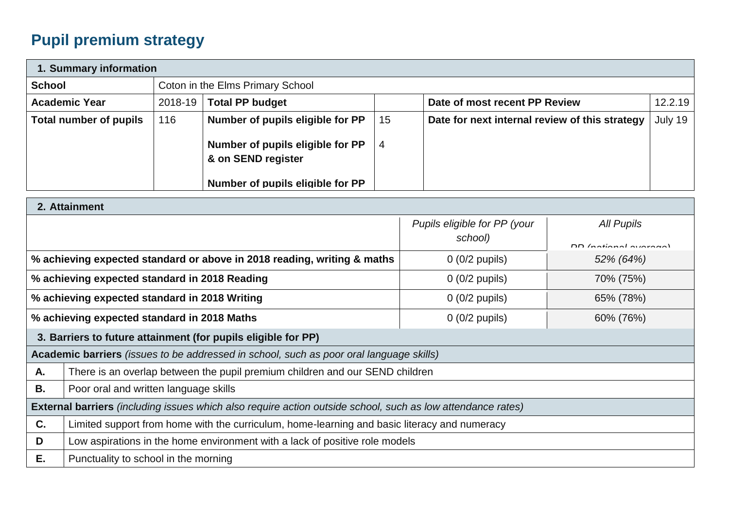# Pupil premium strategy

| 1. Summary information | | | | | |
|---|---|---|---|---|---|
| **School** | Coton in the Elms Primary School | | | | |
| **Academic Year** | 2018-19 | **Total PP budget** | | **Date of most recent PP Review** | 12.2.19 |
| **Total number of pupils** | 116 | **Number of pupils eligible for PP**<br><br>**Number of pupils eligible for PP & on SEND register**<br><br>**Number of pupils eligible for PP** | 15<br><br>4 | **Date for next internal review of this strategy** | July 19 |

| 2. Attainment | | |
|---|---|---|
| | *Pupils eligible for PP (your school)* | *All Pupils*<br>*PP (national average)* |
| **% achieving expected standard or above in 2018 reading, writing & maths** | 0 (0/2 pupils) | *52% (64%)* |
| **% achieving expected standard in 2018 Reading** | 0 (0/2 pupils) | 70% (75%) |
| **% achieving expected standard in 2018 Writing** | 0 (0/2 pupils) | 65% (78%) |
| **% achieving expected standard in 2018 Maths** | 0 (0/2 pupils) | 60% (76%) |

| 3. Barriers to future attainment (for pupils eligible for PP) | |
|---|---|
| **Academic barriers** *(issues to be addressed in school, such as poor oral language skills)* | |
| **A.** | There is an overlap between the pupil premium children and our SEND children |
| **B.** | Poor oral and written language skills |
| **External barriers** *(including issues which also require action outside school, such as low attendance rates)* | |
| **C.** | Limited support from home with the curriculum, home-learning and basic literacy and numeracy |
| **D** | Low aspirations in the home environment with a lack of positive role models |
| **E.** | Punctuality to school in the morning |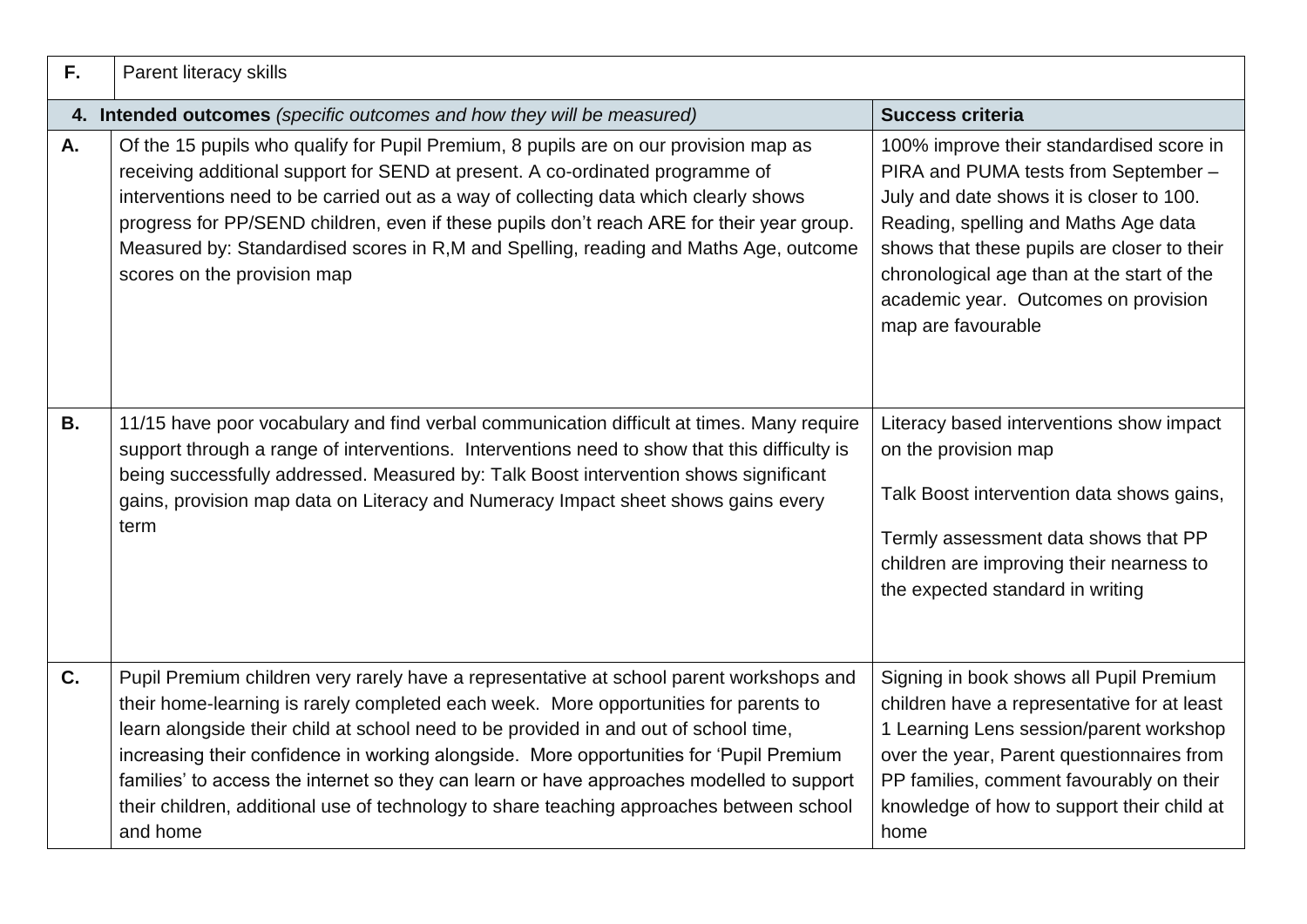| F. | Parent literacy skills | |
|---|---|---|
| **4. Intended outcomes** *(specific outcomes and how they will be measured)* | | **Success criteria** |
| **A.** | Of the 15 pupils who qualify for Pupil Premium, 8 pupils are on our provision map as receiving additional support for SEND at present. A co-ordinated programme of interventions need to be carried out as a way of collecting data which clearly shows progress for PP/SEND children, even if these pupils don't reach ARE for their year group. Measured by: Standardised scores in R,M and Spelling, reading and Maths Age, outcome scores on the provision map | 100% improve their standardised score in PIRA and PUMA tests from September – July and date shows it is closer to 100. Reading, spelling and Maths Age data shows that these pupils are closer to their chronological age than at the start of the academic year. Outcomes on provision map are favourable |
| **B.** | 11/15 have poor vocabulary and find verbal communication difficult at times. Many require support through a range of interventions. Interventions need to show that this difficulty is being successfully addressed. Measured by: Talk Boost intervention shows significant gains, provision map data on Literacy and Numeracy Impact sheet shows gains every term | Literacy based interventions show impact on the provision map<br><br>Talk Boost intervention data shows gains,<br><br>Termly assessment data shows that PP children are improving their nearness to the expected standard in writing |
| **C.** | Pupil Premium children very rarely have a representative at school parent workshops and their home-learning is rarely completed each week. More opportunities for parents to learn alongside their child at school need to be provided in and out of school time, increasing their confidence in working alongside. More opportunities for 'Pupil Premium families' to access the internet so they can learn or have approaches modelled to support their children, additional use of technology to share teaching approaches between school and home | Signing in book shows all Pupil Premium children have a representative for at least 1 Learning Lens session/parent workshop over the year, Parent questionnaires from PP families, comment favourably on their knowledge of how to support their child at home |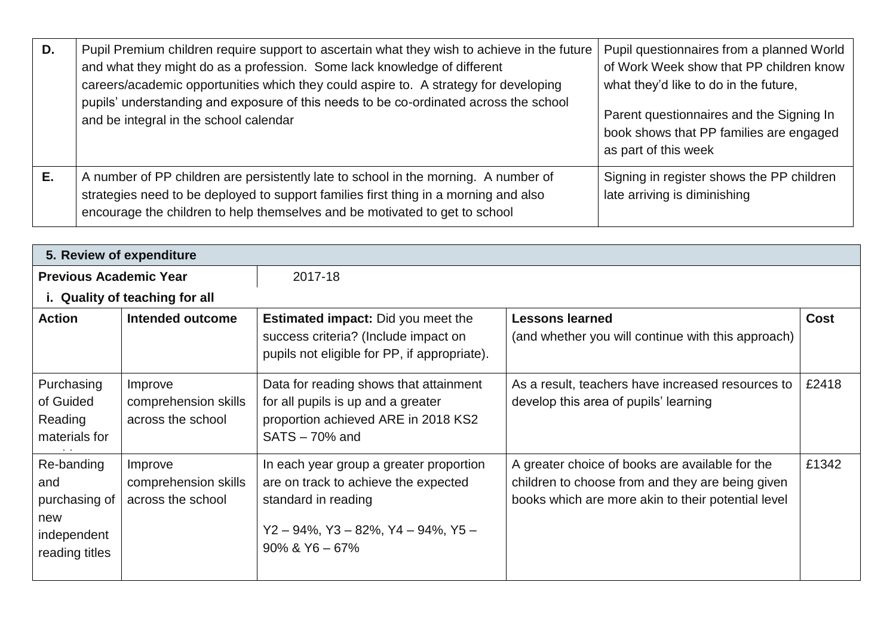| D. | Pupil Premium children require support to ascertain what they wish to achieve in the future and what they might do as a profession. Some lack knowledge of different careers/academic opportunities which they could aspire to. A strategy for developing pupils' understanding and exposure of this needs to be co-ordinated across the school and be integral in the school calendar | Pupil questionnaires from a planned World of Work Week show that PP children know what they'd like to do in the future, Parent questionnaires and the Signing In book shows that PP families are engaged as part of this week |
|---|---|---|
| E. | A number of PP children are persistently late to school in the morning. A number of strategies need to be deployed to support families first thing in a morning and also encourage the children to help themselves and be motivated to get to school | Signing in register shows the PP children late arriving is diminishing |

| 5. Review of expenditure | | | | |
|---|---|---|---|---|
| **Previous Academic Year** | 2017-18 | | | |
| **i. Quality of teaching for all** | | | | |
| **Action** | **Intended outcome** | **Estimated impact:** Did you meet the success criteria? (Include impact on pupils not eligible for PP, if appropriate). | **Lessons learned** (and whether you will continue with this approach) | **Cost** |
| Purchasing of Guided Reading materials for | Improve comprehension skills across the school | Data for reading shows that attainment for all pupils is up and a greater proportion achieved ARE in 2018 KS2 SATS – 70% and | As a result, teachers have increased resources to develop this area of pupils' learning | £2418 |
| Re-banding and purchasing of new independent reading titles | Improve comprehension skills across the school | In each year group a greater proportion are on track to achieve the expected standard in reading Y2 – 94%, Y3 – 82%, Y4 – 94%, Y5 – 90% & Y6 – 67% | A greater choice of books are available for the children to choose from and they are being given books which are more akin to their potential level | £1342 |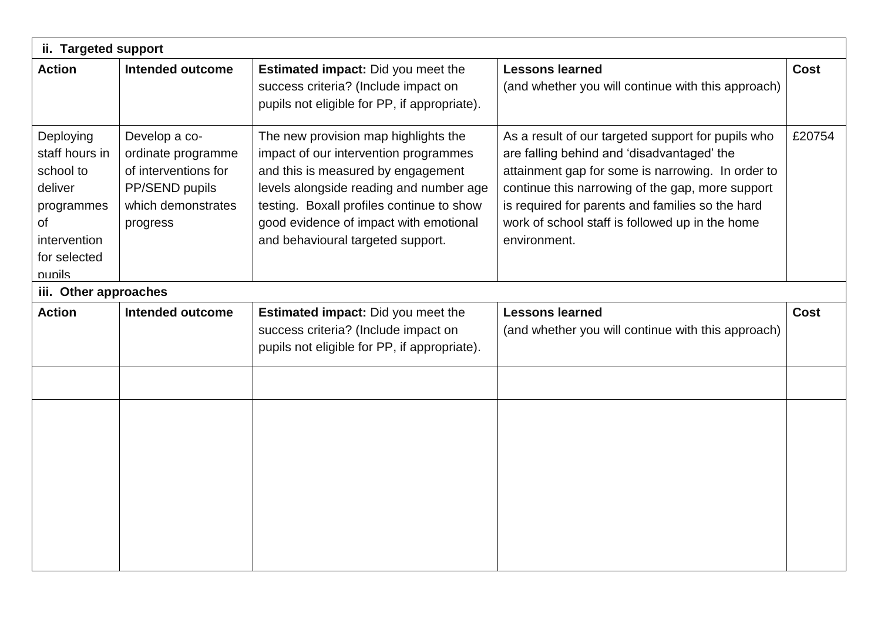| ii. Targeted support | | | | |
|---|---|---|---|---|
| **Action** | **Intended outcome** | **Estimated impact:** Did you meet the success criteria? (Include impact on pupils not eligible for PP, if appropriate). | **Lessons learned** (and whether you will continue with this approach) | **Cost** |
| Deploying staff hours in school to deliver programmes of intervention for selected pupils | Develop a co-ordinate programme of interventions for PP/SEND pupils which demonstrates progress | The new provision map highlights the impact of our intervention programmes and this is measured by engagement levels alongside reading and number age testing. Boxall profiles continue to show good evidence of impact with emotional and behavioural targeted support. | As a result of our targeted support for pupils who are falling behind and 'disadvantaged' the attainment gap for some is narrowing. In order to continue this narrowing of the gap, more support is required for parents and families so the hard work of school staff is followed up in the home environment. | £20754 |

| iii. Other approaches | | | | |
|---|---|---|---|---|
| **Action** | **Intended outcome** | **Estimated impact:** Did you meet the success criteria? (Include impact on pupils not eligible for PP, if appropriate). | **Lessons learned** (and whether you will continue with this approach) | **Cost** |
| | | | | |
| | | | | |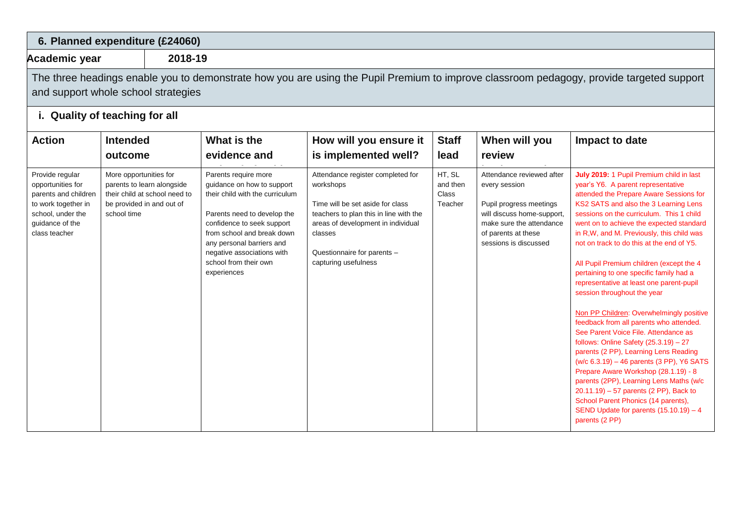## 6. Planned expenditure (£24060)

| Academic year | 2018-19 |
|---|---|

The three headings enable you to demonstrate how you are using the Pupil Premium to improve classroom pedagogy, provide targeted support and support whole school strategies

### i. Quality of teaching for all

| Action | Intended outcome | What is the evidence and | How will you ensure it is implemented well? | Staff lead | When will you review | Impact to date |
|---|---|---|---|---|---|---|
| Provide regular opportunities for parents and children to work together in school, under the guidance of the class teacher | More opportunities for parents to learn alongside their child at school need to be provided in and out of school time | Parents require more guidance on how to support their child with the curriculum<br><br>Parents need to develop the confidence to seek support from school and break down any personal barriers and negative associations with school from their own experiences | Attendance register completed for workshops<br><br>Time will be set aside for class teachers to plan this in line with the areas of development in individual classes<br><br>Questionnaire for parents – capturing usefulness | HT, SL and then Class Teacher | Attendance reviewed after every session<br><br>Pupil progress meetings will discuss home-support, make sure the attendance of parents at these sessions is discussed | **July 2019:** 1 Pupil Premium child in last year's Y6. A parent representative attended the Prepare Aware Sessions for KS2 SATS and also the 3 Learning Lens sessions on the curriculum. This 1 child went on to achieve the expected standard in R,W, and M. Previously, this child was not on track to do this at the end of Y5.<br><br>All Pupil Premium children (except the 4 pertaining to one specific family had a representative at least one parent-pupil session throughout the year<br><br>Non PP Children: Overwhelmingly positive feedback from all parents who attended. See Parent Voice File. Attendance as follows: Online Safety (25.3.19) – 27 parents (2 PP), Learning Lens Reading (w/c 6.3.19) – 46 parents (3 PP), Y6 SATS Prepare Aware Workshop (28.1.19) - 8 parents (2PP), Learning Lens Maths (w/c 20.11.19) – 57 parents (2 PP), Back to School Parent Phonics (14 parents), SEND Update for parents (15.10.19) – 4 parents (2 PP) |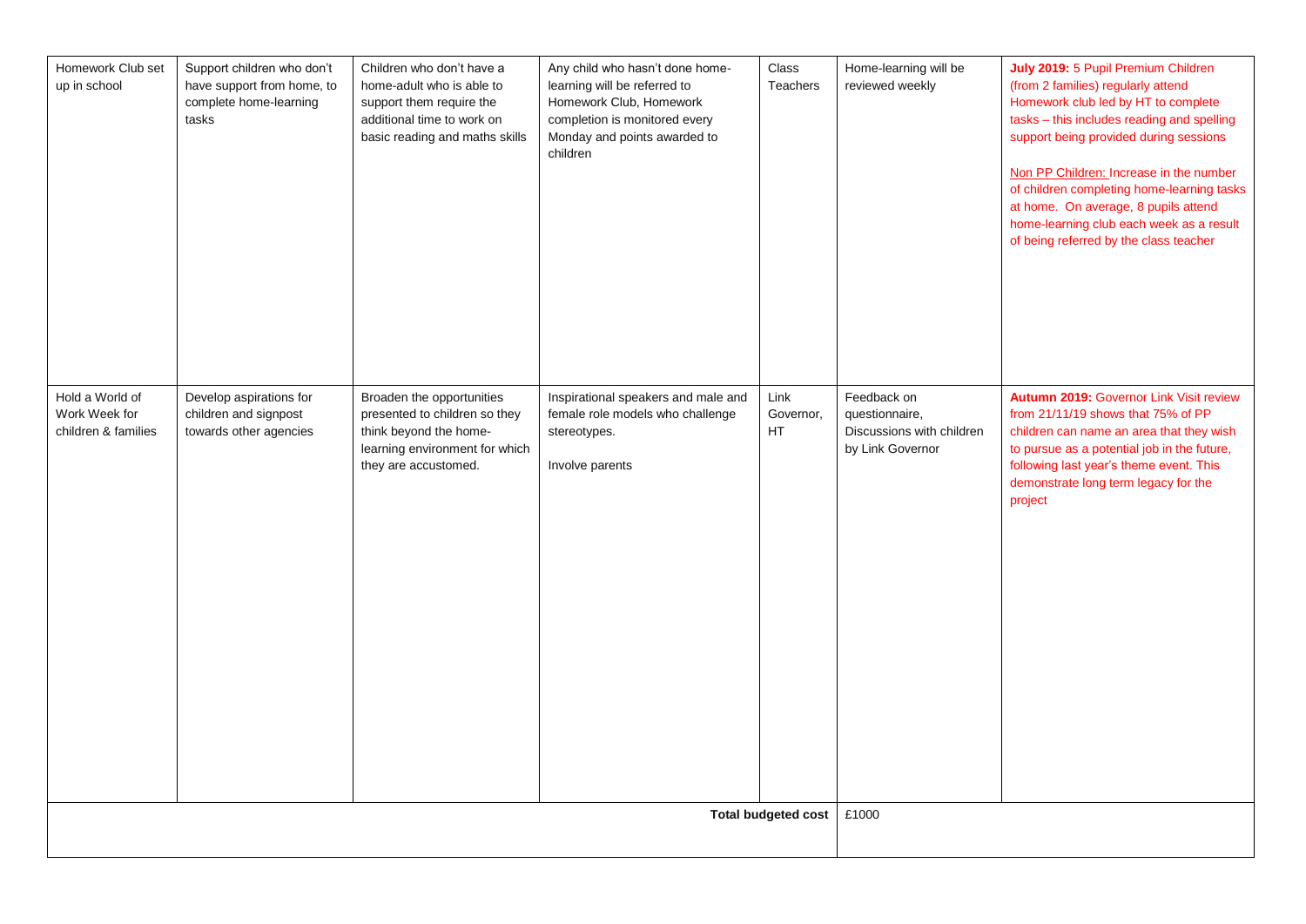| | | | | | | |
|---|---|---|---|---|---|---|
| Homework Club set up in school | Support children who don't have support from home, to complete home-learning tasks | Children who don't have a home-adult who is able to support them require the additional time to work on basic reading and maths skills | Any child who hasn't done home-learning will be referred to Homework Club, Homework completion is monitored every Monday and points awarded to children | Class Teachers | Home-learning will be reviewed weekly | **July 2019:** 5 Pupil Premium Children (from 2 families) regularly attend Homework club led by HT to complete tasks – this includes reading and spelling support being provided during sessions<br><br><u>Non PP Children:</u> Increase in the number of children completing home-learning tasks at home. On average, 8 pupils attend home-learning club each week as a result of being referred by the class teacher |
| Hold a World of Work Week for children & families | Develop aspirations for children and signpost towards other agencies | Broaden the opportunities presented to children so they think beyond the home-learning environment for which they are accustomed. | Inspirational speakers and male and female role models who challenge stereotypes.<br><br>Involve parents | Link Governor, HT | Feedback on questionnaire, Discussions with children by Link Governor | **Autumn 2019:** Governor Link Visit review from 21/11/19 shows that 75% of PP children can name an area that they wish to pursue as a potential job in the future, following last year's theme event. This demonstrate long term legacy for the project |
| | | | | **Total budgeted cost** | £1000 | |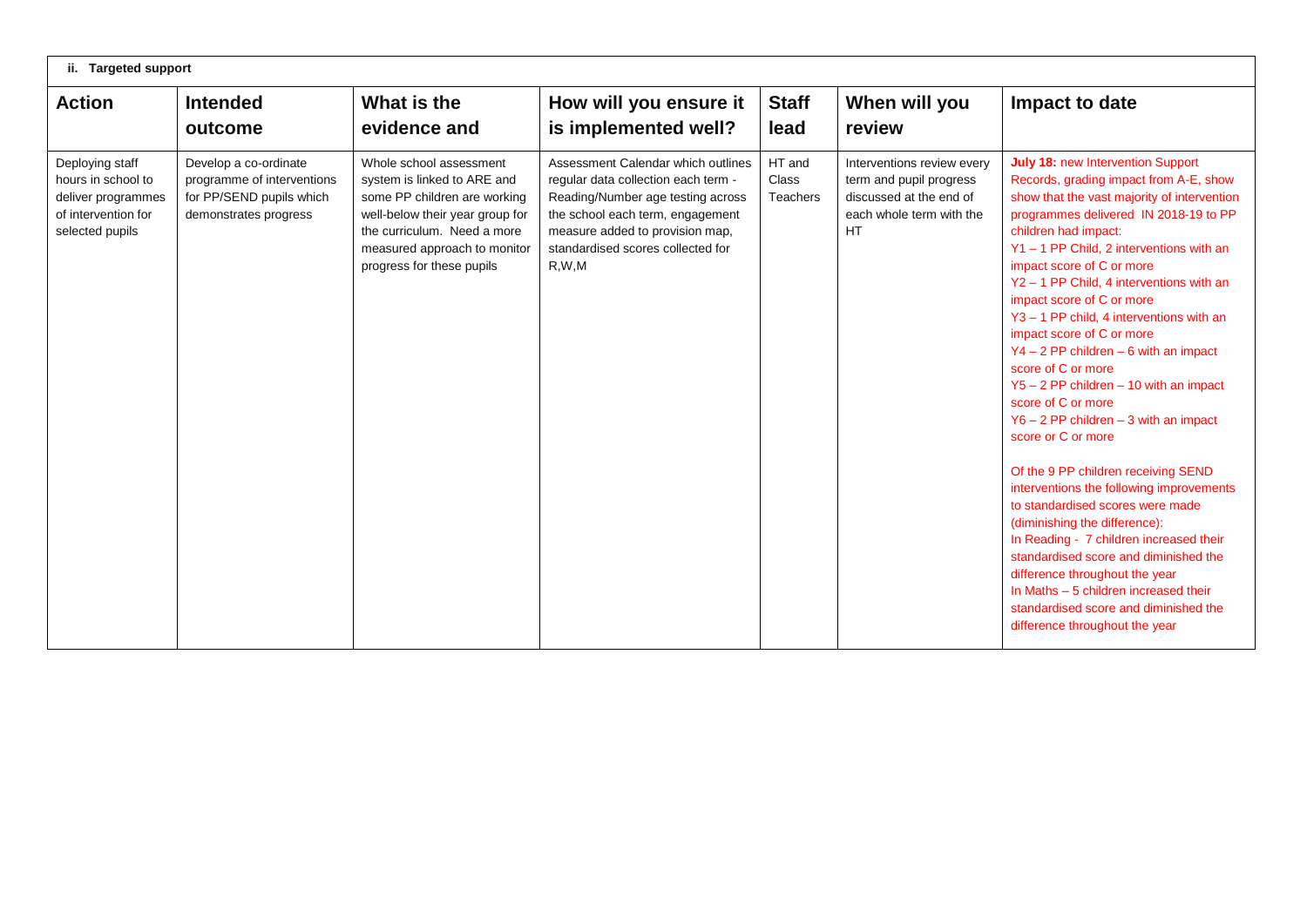| ii. Targeted support | | | | | | |
|---|---|---|---|---|---|---|
| **Action** | **Intended outcome** | **What is the evidence and** | **How will you ensure it is implemented well?** | **Staff lead** | **When will you review** | **Impact to date** |
| Deploying staff hours in school to deliver programmes of intervention for selected pupils | Develop a co-ordinate programme of interventions for PP/SEND pupils which demonstrates progress | Whole school assessment system is linked to ARE and some PP children are working well-below their year group for the curriculum. Need a more measured approach to monitor progress for these pupils | Assessment Calendar which outlines regular data collection each term - Reading/Number age testing across the school each term, engagement measure added to provision map, standardised scores collected for R,W,M | HT and Class Teachers | Interventions review every term and pupil progress discussed at the end of each whole term with the HT | **July 18:** new Intervention Support Records, grading impact from A-E, show show that the vast majority of intervention programmes delivered IN 2018-19 to PP children had impact:<br>Y1 – 1 PP Child, 2 interventions with an impact score of C or more<br>Y2 – 1 PP Child, 4 interventions with an impact score of C or more<br>Y3 – 1 PP child, 4 interventions with an impact score of C or more<br>Y4 – 2 PP children – 6 with an impact score of C or more<br>Y5 – 2 PP children – 10 with an impact score of C or more<br>Y6 – 2 PP children – 3 with an impact score or C or more<br><br>Of the 9 PP children receiving SEND interventions the following improvements to standardised scores were made (diminishing the difference):<br>In Reading - 7 children increased their standardised score and diminished the difference throughout the year<br>In Maths – 5 children increased their standardised score and diminished the difference throughout the year |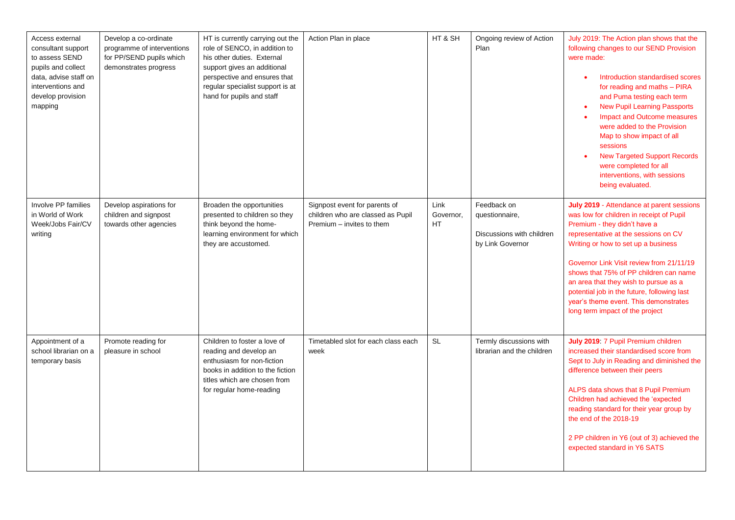| Access external consultant support to assess SEND pupils and collect data, advise staff on interventions and develop provision mapping | Develop a co-ordinate programme of interventions for PP/SEND pupils which demonstrates progress | HT is currently carrying out the role of SENCO, in addition to his other duties. External support gives an additional perspective and ensures that regular specialist support is at hand for pupils and staff | Action Plan in place | HT & SH | Ongoing review of Action Plan | July 2019: The Action plan shows that the following changes to our SEND Provision were made:<br>• Introduction standardised scores for reading and maths – PIRA and Puma testing each term<br>• New Pupil Learning Passports<br>• Impact and Outcome measures were added to the Provision Map to show impact of all sessions<br>• New Targeted Support Records were completed for all interventions, with sessions being evaluated. |
|---|---|---|---|---|---|---|
| Involve PP families in World of Work Week/Jobs Fair/CV writing | Develop aspirations for children and signpost towards other agencies | Broaden the opportunities presented to children so they think beyond the home-learning environment for which they are accustomed. | Signpost event for parents of children who are classed as Pupil Premium – invites to them | Link Governor, HT | Feedback on questionnaire,<br><br>Discussions with children by Link Governor | **July 2019** - Attendance at parent sessions was low for children in receipt of Pupil Premium - they didn't have a representative at the sessions on CV Writing or how to set up a business<br><br>Governor Link Visit review from 21/11/19 shows that 75% of PP children can name an area that they wish to pursue as a potential job in the future, following last year's theme event. This demonstrates long term impact of the project |
| Appointment of a school librarian on a temporary basis | Promote reading for pleasure in school | Children to foster a love of reading and develop an enthusiasm for non-fiction books in addition to the fiction titles which are chosen from for regular home-reading | Timetabled slot for each class each week | SL | Termly discussions with librarian and the children | **July 2019**: 7 Pupil Premium children increased their standardised score from Sept to July in Reading and diminished the difference between their peers<br><br>ALPS data shows that 8 Pupil Premium Children had achieved the 'expected reading standard for their year group by the end of the 2018-19<br><br>2 PP children in Y6 (out of 3) achieved the expected standard in Y6 SATS |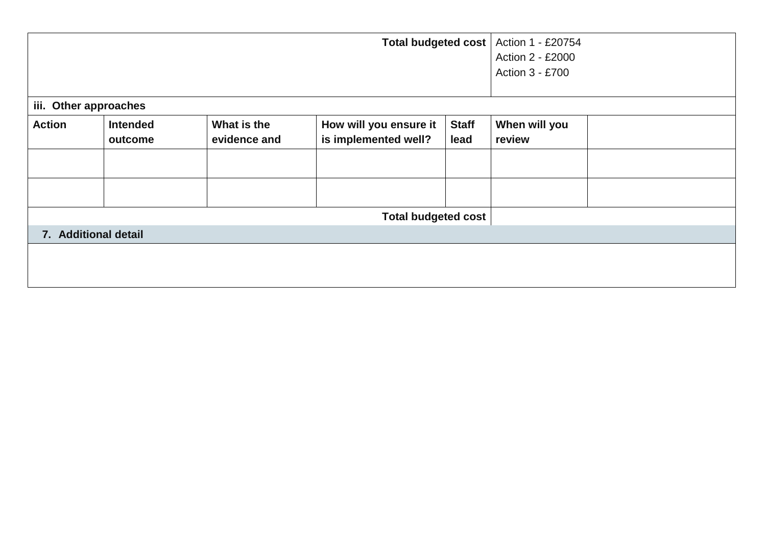| | | | | | | |
|---|---|---|---|---|---|---|
| | | | | **Total budgeted cost** | Action 1 - £20754<br>Action 2 - £2000<br>Action 3 - £700 | |
| **iii. Other approaches** | | | | | | |
| **Action** | **Intended outcome** | **What is the evidence and** | **How will you ensure it is implemented well?** | **Staff lead** | **When will you review** | |
| | | | | | | |
| | | | | | | |
| | | | | **Total budgeted cost** | | |

## 7. Additional detail